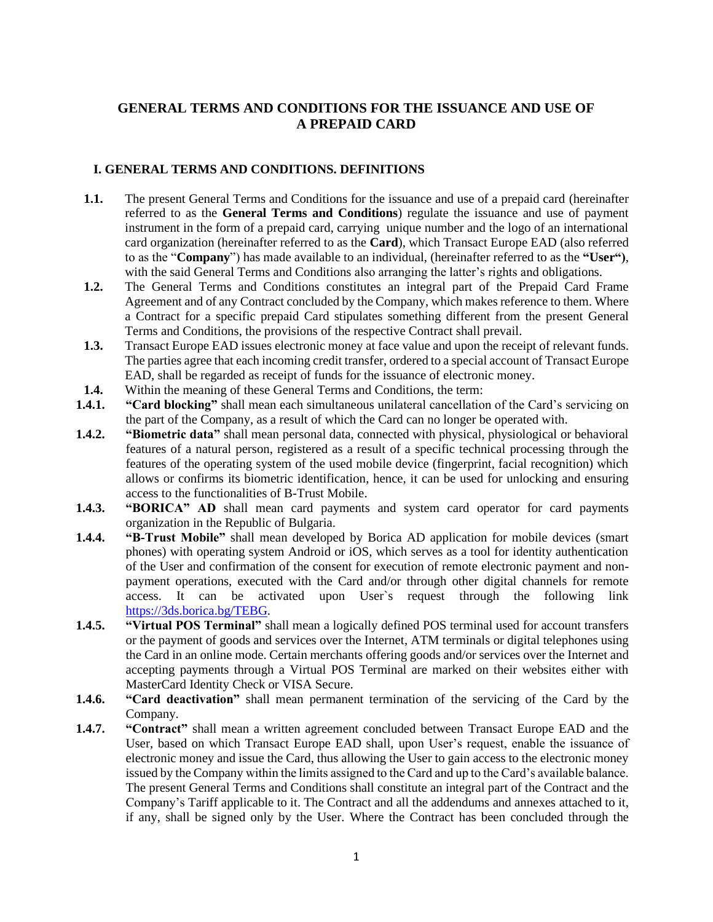# GENERAL TERMS AND CONDITIONS FOR THE ISSUANCE AND USE OF A PREPAID CARD

## I. GENERAL TERMS AND CONDITIONS. DEFINITIONS

**1.1.** The present General Terms and Conditions for the issuance and use of a prepaid card (hereinafter referred to as the **General Terms and Conditions**) regulate the issuance and use of payment instrument in the form of a prepaid card, carrying unique number and the logo of an international card organization (hereinafter referred to as the **Card**), which Transact Europe EAD (also referred to as the "**Company**") has made available to an individual, (hereinafter referred to as the **"User")**, with the said General Terms and Conditions also arranging the latter's rights and obligations.

**1.2.** The General Terms and Conditions constitutes an integral part of the Prepaid Card Frame Agreement and of any Contract concluded by the Company, which makes reference to them. Where a Contract for a specific prepaid Card stipulates something different from the present General Terms and Conditions, the provisions of the respective Contract shall prevail.

**1.3.** Transact Europe EAD issues electronic money at face value and upon the receipt of relevant funds. The parties agree that each incoming credit transfer, ordered to a special account of Transact Europe EAD, shall be regarded as receipt of funds for the issuance of electronic money.

**1.4.** Within the meaning of these General Terms and Conditions, the term:

**1.4.1. "Card blocking"** shall mean each simultaneous unilateral cancellation of the Card's servicing on the part of the Company, as a result of which the Card can no longer be operated with.

**1.4.2. "Biometric data"** shall mean personal data, connected with physical, physiological or behavioral features of a natural person, registered as a result of a specific technical processing through the features of the operating system of the used mobile device (fingerprint, facial recognition) which allows or confirms its biometric identification, hence, it can be used for unlocking and ensuring access to the functionalities of B-Trust Mobile.

**1.4.3. "BORICA" AD** shall mean card payments and system card operator for card payments organization in the Republic of Bulgaria.

**1.4.4. "B-Trust Mobile"** shall mean developed by Borica AD application for mobile devices (smart phones) with operating system Android or iOS, which serves as a tool for identity authentication of the User and confirmation of the consent for execution of remote electronic payment and non-payment operations, executed with the Card and/or through other digital channels for remote access. It can be activated upon User`s request through the following link https://3ds.borica.bg/TEBG.

**1.4.5. "Virtual POS Terminal"** shall mean a logically defined POS terminal used for account transfers or the payment of goods and services over the Internet, ATM terminals or digital telephones using the Card in an online mode. Certain merchants offering goods and/or services over the Internet and accepting payments through a Virtual POS Terminal are marked on their websites either with MasterCard Identity Check or VISA Secure.

**1.4.6. "Card deactivation"** shall mean permanent termination of the servicing of the Card by the Company.

**1.4.7. "Contract"** shall mean a written agreement concluded between Transact Europe EAD and the User, based on which Transact Europe EAD shall, upon User's request, enable the issuance of electronic money and issue the Card, thus allowing the User to gain access to the electronic money issued by the Company within the limits assigned to the Card and up to the Card's available balance. The present General Terms and Conditions shall constitute an integral part of the Contract and the Company's Tariff applicable to it. The Contract and all the addendums and annexes attached to it, if any, shall be signed only by the User. Where the Contract has been concluded through the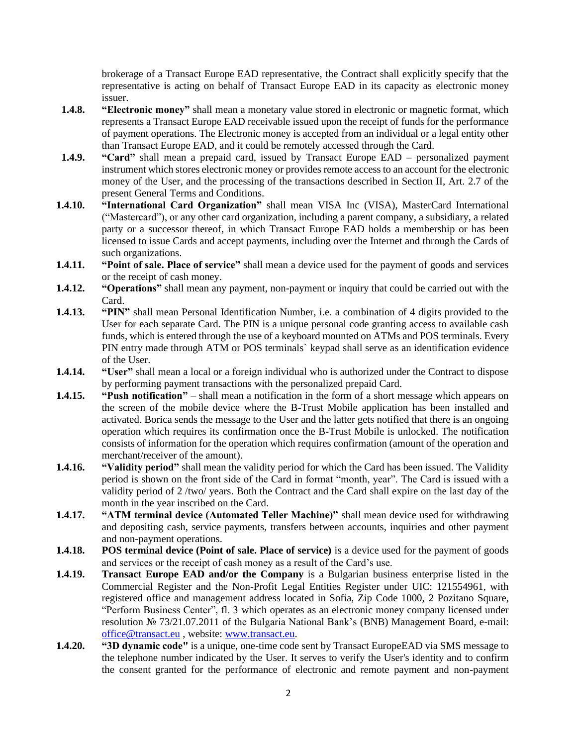brokerage of a Transact Europe EAD representative, the Contract shall explicitly specify that the representative is acting on behalf of Transact Europe EAD in its capacity as electronic money issuer.

1.4.8. **"Electronic money"** shall mean a monetary value stored in electronic or magnetic format, which represents a Transact Europe EAD receivable issued upon the receipt of funds for the performance of payment operations. The Electronic money is accepted from an individual or a legal entity other than Transact Europe EAD, and it could be remotely accessed through the Card.

1.4.9. **"Card"** shall mean a prepaid card, issued by Transact Europe EAD – personalized payment instrument which stores electronic money or provides remote access to an account for the electronic money of the User, and the processing of the transactions described in Section II, Art. 2.7 of the present General Terms and Conditions.

1.4.10. **"International Card Organization"** shall mean VISA Inc (VISA), MasterCard International ("Mastercard"), or any other card organization, including a parent company, a subsidiary, a related party or a successor thereof, in which Transact Europe EAD holds a membership or has been licensed to issue Cards and accept payments, including over the Internet and through the Cards of such organizations.

1.4.11. **"Point of sale. Place of service"** shall mean a device used for the payment of goods and services or the receipt of cash money.

1.4.12. **"Operations"** shall mean any payment, non-payment or inquiry that could be carried out with the Card.

1.4.13. **"PIN"** shall mean Personal Identification Number, i.e. a combination of 4 digits provided to the User for each separate Card. The PIN is a unique personal code granting access to available cash funds, which is entered through the use of a keyboard mounted on ATMs and POS terminals. Every PIN entry made through ATM or POS terminals` keypad shall serve as an identification evidence of the User.

1.4.14. **"User"** shall mean a local or a foreign individual who is authorized under the Contract to dispose by performing payment transactions with the personalized prepaid Card.

1.4.15. **"Push notification"** – shall mean a notification in the form of a short message which appears on the screen of the mobile device where the B-Trust Mobile application has been installed and activated. Borica sends the message to the User and the latter gets notified that there is an ongoing operation which requires its confirmation once the B-Trust Mobile is unlocked. The notification consists of information for the operation which requires confirmation (amount of the operation and merchant/receiver of the amount).

1.4.16. **"Validity period"** shall mean the validity period for which the Card has been issued. The Validity period is shown on the front side of the Card in format "month, year". The Card is issued with a validity period of 2 /two/ years. Both the Contract and the Card shall expire on the last day of the month in the year inscribed on the Card.

1.4.17. **"ATM terminal device (Automated Teller Machine)"** shall mean device used for withdrawing and depositing cash, service payments, transfers between accounts, inquiries and other payment and non-payment operations.

1.4.18. **POS terminal device (Point of sale. Place of service)** is a device used for the payment of goods and services or the receipt of cash money as a result of the Card's use.

1.4.19. **Transact Europe EAD and/or the Company** is a Bulgarian business enterprise listed in the Commercial Register and the Non-Profit Legal Entities Register under UIC: 121554961, with registered office and management address located in Sofia, Zip Code 1000, 2 Pozitano Square, "Perform Business Center", fl. 3 which operates as an electronic money company licensed under resolution № 73/21.07.2011 of the Bulgaria National Bank's (BNB) Management Board, e-mail: office@transact.eu , website: www.transact.eu.

1.4.20. **"3D dynamic code"** is a unique, one-time code sent by Transact EuropeEAD via SMS message to the telephone number indicated by the User. It serves to verify the User's identity and to confirm the consent granted for the performance of electronic and remote payment and non-payment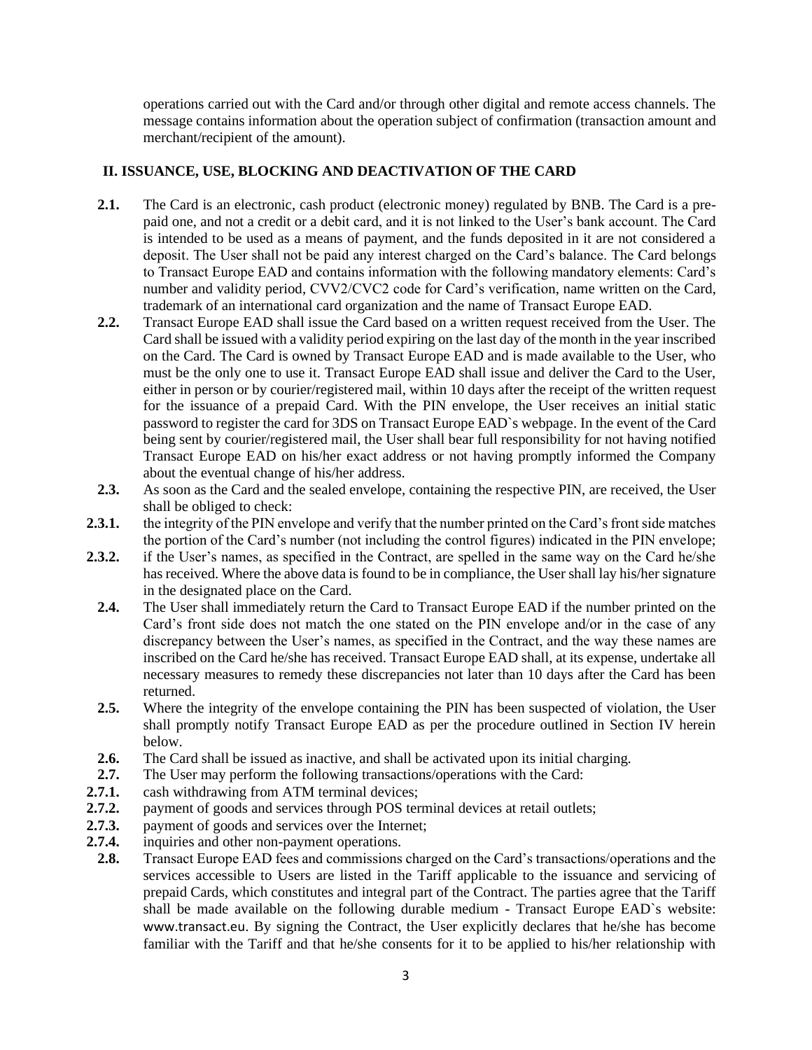operations carried out with the Card and/or through other digital and remote access channels. The message contains information about the operation subject of confirmation (transaction amount and merchant/recipient of the amount).

## II. ISSUANCE, USE, BLOCKING AND DEACTIVATION OF THE CARD

**2.1.** The Card is an electronic, cash product (electronic money) regulated by BNB. The Card is a pre-paid one, and not a credit or a debit card, and it is not linked to the User's bank account. The Card is intended to be used as a means of payment, and the funds deposited in it are not considered a deposit. The User shall not be paid any interest charged on the Card's balance. The Card belongs to Transact Europe EAD and contains information with the following mandatory elements: Card's number and validity period, CVV2/CVC2 code for Card's verification, name written on the Card, trademark of an international card organization and the name of Transact Europe EAD.

**2.2.** Transact Europe EAD shall issue the Card based on a written request received from the User. The Card shall be issued with a validity period expiring on the last day of the month in the year inscribed on the Card. The Card is owned by Transact Europe EAD and is made available to the User, who must be the only one to use it. Transact Europe EAD shall issue and deliver the Card to the User, either in person or by courier/registered mail, within 10 days after the receipt of the written request for the issuance of a prepaid Card. With the PIN envelope, the User receives an initial static password to register the card for 3DS on Transact Europe EAD`s webpage. In the event of the Card being sent by courier/registered mail, the User shall bear full responsibility for not having notified Transact Europe EAD on his/her exact address or not having promptly informed the Company about the eventual change of his/her address.

**2.3.** As soon as the Card and the sealed envelope, containing the respective PIN, are received, the User shall be obliged to check:

**2.3.1.** the integrity of the PIN envelope and verify that the number printed on the Card's front side matches the portion of the Card's number (not including the control figures) indicated in the PIN envelope;

**2.3.2.** if the User's names, as specified in the Contract, are spelled in the same way on the Card he/she has received. Where the above data is found to be in compliance, the User shall lay his/her signature in the designated place on the Card.

**2.4.** The User shall immediately return the Card to Transact Europe EAD if the number printed on the Card's front side does not match the one stated on the PIN envelope and/or in the case of any discrepancy between the User's names, as specified in the Contract, and the way these names are inscribed on the Card he/she has received. Transact Europe EAD shall, at its expense, undertake all necessary measures to remedy these discrepancies not later than 10 days after the Card has been returned.

**2.5.** Where the integrity of the envelope containing the PIN has been suspected of violation, the User shall promptly notify Transact Europe EAD as per the procedure outlined in Section IV herein below.

**2.6.** The Card shall be issued as inactive, and shall be activated upon its initial charging.

**2.7.** The User may perform the following transactions/operations with the Card:

**2.7.1.** cash withdrawing from ATM terminal devices;

**2.7.2.** payment of goods and services through POS terminal devices at retail outlets;

**2.7.3.** payment of goods and services over the Internet;

**2.7.4.** inquiries and other non-payment operations.

**2.8.** Transact Europe EAD fees and commissions charged on the Card's transactions/operations and the services accessible to Users are listed in the Tariff applicable to the issuance and servicing of prepaid Cards, which constitutes and integral part of the Contract. The parties agree that the Tariff shall be made available on the following durable medium - Transact Europe EAD`s website: www.transact.eu. By signing the Contract, the User explicitly declares that he/she has become familiar with the Tariff and that he/she consents for it to be applied to his/her relationship with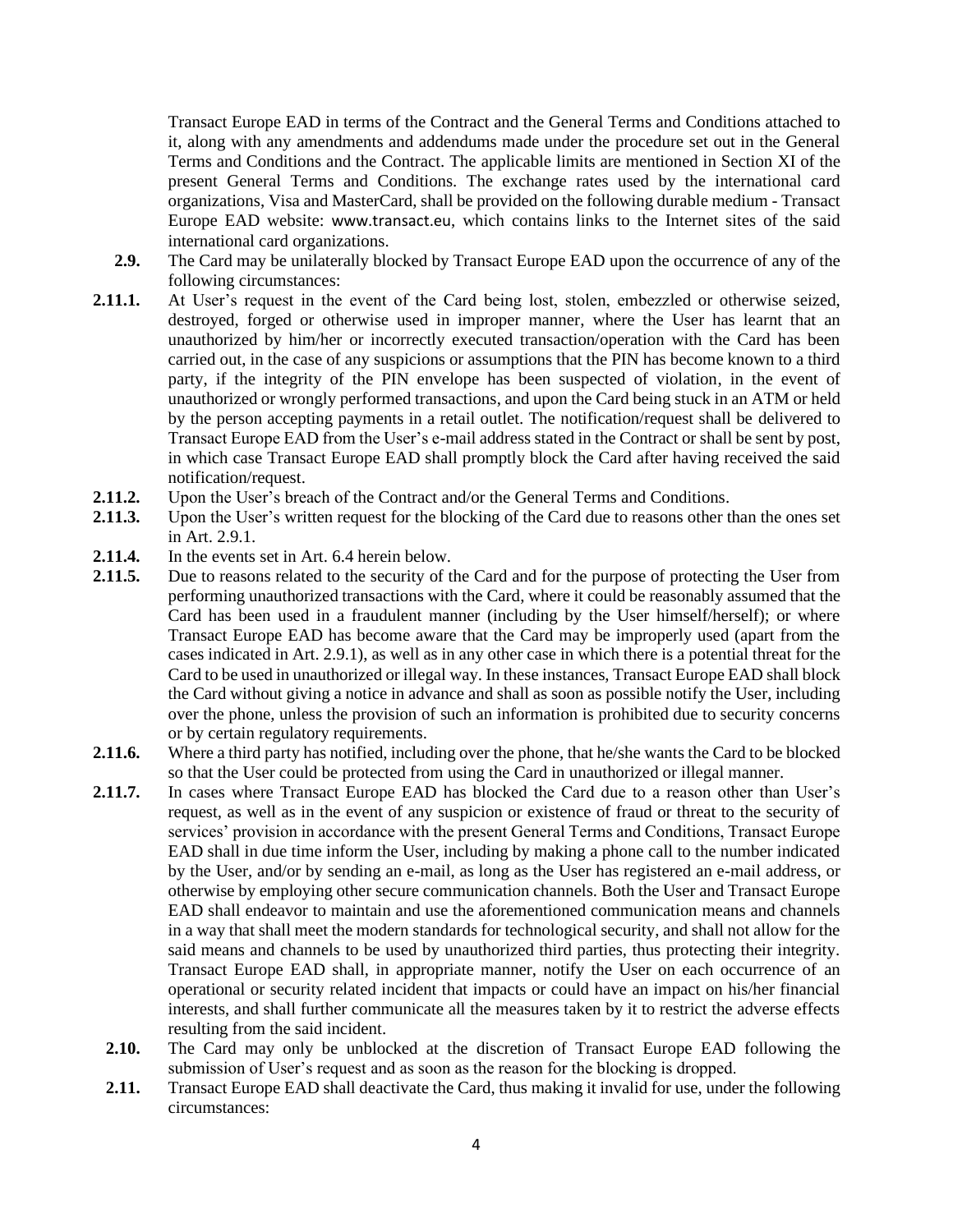Transact Europe EAD in terms of the Contract and the General Terms and Conditions attached to it, along with any amendments and addendums made under the procedure set out in the General Terms and Conditions and the Contract. The applicable limits are mentioned in Section XI of the present General Terms and Conditions. The exchange rates used by the international card organizations, Visa and MasterCard, shall be provided on the following durable medium - Transact Europe EAD website: www.transact.eu, which contains links to the Internet sites of the said international card organizations.

**2.9.** The Card may be unilaterally blocked by Transact Europe EAD upon the occurrence of any of the following circumstances:

**2.11.1.** At User's request in the event of the Card being lost, stolen, embezzled or otherwise seized, destroyed, forged or otherwise used in improper manner, where the User has learnt that an unauthorized by him/her or incorrectly executed transaction/operation with the Card has been carried out, in the case of any suspicions or assumptions that the PIN has become known to a third party, if the integrity of the PIN envelope has been suspected of violation, in the event of unauthorized or wrongly performed transactions, and upon the Card being stuck in an ATM or held by the person accepting payments in a retail outlet. The notification/request shall be delivered to Transact Europe EAD from the User's e-mail address stated in the Contract or shall be sent by post, in which case Transact Europe EAD shall promptly block the Card after having received the said notification/request.

**2.11.2.** Upon the User's breach of the Contract and/or the General Terms and Conditions.

**2.11.3.** Upon the User's written request for the blocking of the Card due to reasons other than the ones set in Art. 2.9.1.

**2.11.4.** In the events set in Art. 6.4 herein below.

**2.11.5.** Due to reasons related to the security of the Card and for the purpose of protecting the User from performing unauthorized transactions with the Card, where it could be reasonably assumed that the Card has been used in a fraudulent manner (including by the User himself/herself); or where Transact Europe EAD has become aware that the Card may be improperly used (apart from the cases indicated in Art. 2.9.1), as well as in any other case in which there is a potential threat for the Card to be used in unauthorized or illegal way. In these instances, Transact Europe EAD shall block the Card without giving a notice in advance and shall as soon as possible notify the User, including over the phone, unless the provision of such an information is prohibited due to security concerns or by certain regulatory requirements.

**2.11.6.** Where a third party has notified, including over the phone, that he/she wants the Card to be blocked so that the User could be protected from using the Card in unauthorized or illegal manner.

**2.11.7.** In cases where Transact Europe EAD has blocked the Card due to a reason other than User's request, as well as in the event of any suspicion or existence of fraud or threat to the security of services' provision in accordance with the present General Terms and Conditions, Transact Europe EAD shall in due time inform the User, including by making a phone call to the number indicated by the User, and/or by sending an e-mail, as long as the User has registered an e-mail address, or otherwise by employing other secure communication channels. Both the User and Transact Europe EAD shall endeavor to maintain and use the aforementioned communication means and channels in a way that shall meet the modern standards for technological security, and shall not allow for the said means and channels to be used by unauthorized third parties, thus protecting their integrity. Transact Europe EAD shall, in appropriate manner, notify the User on each occurrence of an operational or security related incident that impacts or could have an impact on his/her financial interests, and shall further communicate all the measures taken by it to restrict the adverse effects resulting from the said incident.

**2.10.** The Card may only be unblocked at the discretion of Transact Europe EAD following the submission of User's request and as soon as the reason for the blocking is dropped.

**2.11.** Transact Europe EAD shall deactivate the Card, thus making it invalid for use, under the following circumstances: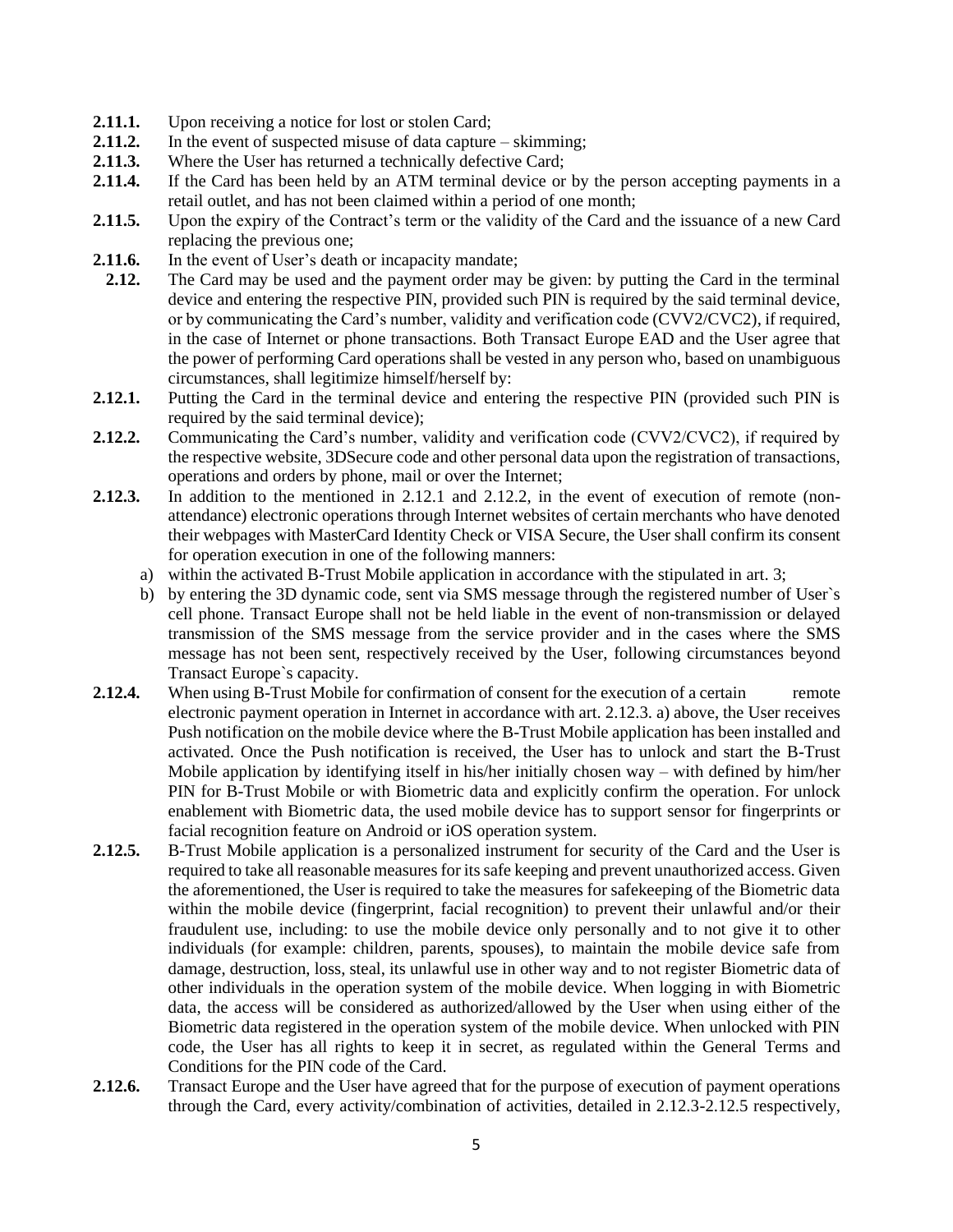**2.11.1.** Upon receiving a notice for lost or stolen Card;

**2.11.2.** In the event of suspected misuse of data capture – skimming;

**2.11.3.** Where the User has returned a technically defective Card;

**2.11.4.** If the Card has been held by an ATM terminal device or by the person accepting payments in a retail outlet, and has not been claimed within a period of one month;

**2.11.5.** Upon the expiry of the Contract's term or the validity of the Card and the issuance of a new Card replacing the previous one;

**2.11.6.** In the event of User's death or incapacity mandate;

**2.12.** The Card may be used and the payment order may be given: by putting the Card in the terminal device and entering the respective PIN, provided such PIN is required by the said terminal device, or by communicating the Card's number, validity and verification code (CVV2/CVC2), if required, in the case of Internet or phone transactions. Both Transact Europe EAD and the User agree that the power of performing Card operations shall be vested in any person who, based on unambiguous circumstances, shall legitimize himself/herself by:

**2.12.1.** Putting the Card in the terminal device and entering the respective PIN (provided such PIN is required by the said terminal device);

**2.12.2.** Communicating the Card's number, validity and verification code (CVV2/CVC2), if required by the respective website, 3DSecure code and other personal data upon the registration of transactions, operations and orders by phone, mail or over the Internet;

**2.12.3.** In addition to the mentioned in 2.12.1 and 2.12.2, in the event of execution of remote (non-attendance) electronic operations through Internet websites of certain merchants who have denoted their webpages with MasterCard Identity Check or VISA Secure, the User shall confirm its consent for operation execution in one of the following manners:

a) within the activated B-Trust Mobile application in accordance with the stipulated in art. 3;

b) by entering the 3D dynamic code, sent via SMS message through the registered number of User`s cell phone. Transact Europe shall not be held liable in the event of non-transmission or delayed transmission of the SMS message from the service provider and in the cases where the SMS message has not been sent, respectively received by the User, following circumstances beyond Transact Europe`s capacity.

**2.12.4.** When using B-Trust Mobile for confirmation of consent for the execution of a certain remote electronic payment operation in Internet in accordance with art. 2.12.3. a) above, the User receives Push notification on the mobile device where the B-Trust Mobile application has been installed and activated. Once the Push notification is received, the User has to unlock and start the B-Trust Mobile application by identifying itself in his/her initially chosen way – with defined by him/her PIN for B-Trust Mobile or with Biometric data and explicitly confirm the operation. For unlock enablement with Biometric data, the used mobile device has to support sensor for fingerprints or facial recognition feature on Android or iOS operation system.

**2.12.5.** B-Trust Mobile application is a personalized instrument for security of the Card and the User is required to take all reasonable measures for its safe keeping and prevent unauthorized access. Given the aforementioned, the User is required to take the measures for safekeeping of the Biometric data within the mobile device (fingerprint, facial recognition) to prevent their unlawful and/or their fraudulent use, including: to use the mobile device only personally and to not give it to other individuals (for example: children, parents, spouses), to maintain the mobile device safe from damage, destruction, loss, steal, its unlawful use in other way and to not register Biometric data of other individuals in the operation system of the mobile device. When logging in with Biometric data, the access will be considered as authorized/allowed by the User when using either of the Biometric data registered in the operation system of the mobile device. When unlocked with PIN code, the User has all rights to keep it in secret, as regulated within the General Terms and Conditions for the PIN code of the Card.

**2.12.6.** Transact Europe and the User have agreed that for the purpose of execution of payment operations through the Card, every activity/combination of activities, detailed in 2.12.3-2.12.5 respectively,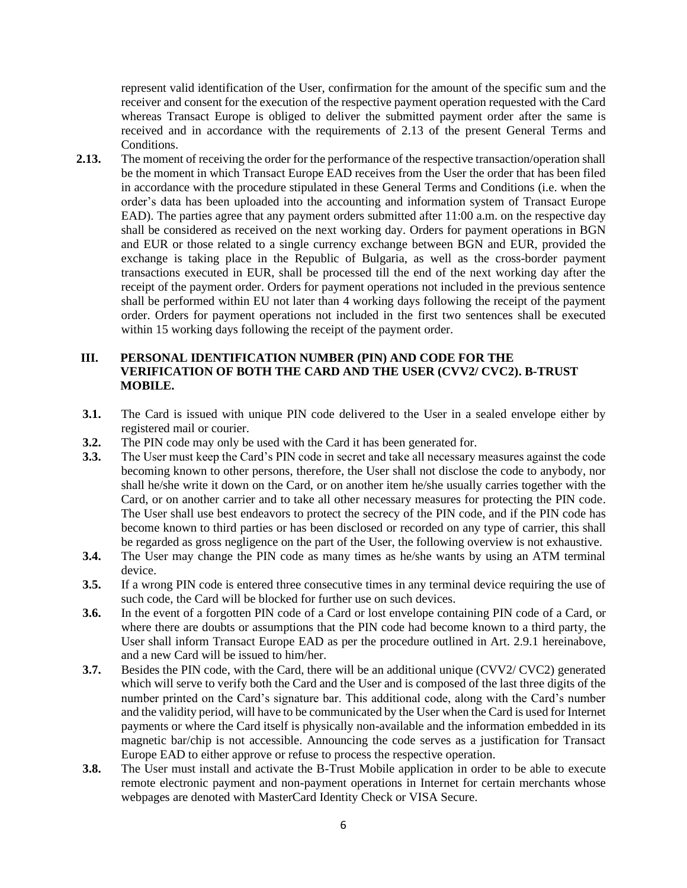represent valid identification of the User, confirmation for the amount of the specific sum and the receiver and consent for the execution of the respective payment operation requested with the Card whereas Transact Europe is obliged to deliver the submitted payment order after the same is received and in accordance with the requirements of 2.13 of the present General Terms and Conditions.

**2.13.** The moment of receiving the order for the performance of the respective transaction/operation shall be the moment in which Transact Europe EAD receives from the User the order that has been filed in accordance with the procedure stipulated in these General Terms and Conditions (i.e. when the order's data has been uploaded into the accounting and information system of Transact Europe EAD). The parties agree that any payment orders submitted after 11:00 a.m. on the respective day shall be considered as received on the next working day. Orders for payment operations in BGN and EUR or those related to a single currency exchange between BGN and EUR, provided the exchange is taking place in the Republic of Bulgaria, as well as the cross-border payment transactions executed in EUR, shall be processed till the end of the next working day after the receipt of the payment order. Orders for payment operations not included in the previous sentence shall be performed within EU not later than 4 working days following the receipt of the payment order. Orders for payment operations not included in the first two sentences shall be executed within 15 working days following the receipt of the payment order.

## III. PERSONAL IDENTIFICATION NUMBER (PIN) AND CODE FOR THE VERIFICATION OF BOTH THE CARD AND THE USER (CVV2/ CVC2). B-TRUST MOBILE.

**3.1.** The Card is issued with unique PIN code delivered to the User in a sealed envelope either by registered mail or courier.

**3.2.** The PIN code may only be used with the Card it has been generated for.

**3.3.** The User must keep the Card's PIN code in secret and take all necessary measures against the code becoming known to other persons, therefore, the User shall not disclose the code to anybody, nor shall he/she write it down on the Card, or on another item he/she usually carries together with the Card, or on another carrier and to take all other necessary measures for protecting the PIN code. The User shall use best endeavors to protect the secrecy of the PIN code, and if the PIN code has become known to third parties or has been disclosed or recorded on any type of carrier, this shall be regarded as gross negligence on the part of the User, the following overview is not exhaustive.

**3.4.** The User may change the PIN code as many times as he/she wants by using an ATM terminal device.

**3.5.** If a wrong PIN code is entered three consecutive times in any terminal device requiring the use of such code, the Card will be blocked for further use on such devices.

**3.6.** In the event of a forgotten PIN code of a Card or lost envelope containing PIN code of a Card, or where there are doubts or assumptions that the PIN code had become known to a third party, the User shall inform Transact Europe EAD as per the procedure outlined in Art. 2.9.1 hereinabove, and a new Card will be issued to him/her.

**3.7.** Besides the PIN code, with the Card, there will be an additional unique (CVV2/ CVC2) generated which will serve to verify both the Card and the User and is composed of the last three digits of the number printed on the Card's signature bar. This additional code, along with the Card's number and the validity period, will have to be communicated by the User when the Card is used for Internet payments or where the Card itself is physically non-available and the information embedded in its magnetic bar/chip is not accessible. Announcing the code serves as a justification for Transact Europe EAD to either approve or refuse to process the respective operation.

**3.8.** The User must install and activate the B-Trust Mobile application in order to be able to execute remote electronic payment and non-payment operations in Internet for certain merchants whose webpages are denoted with MasterCard Identity Check or VISA Secure.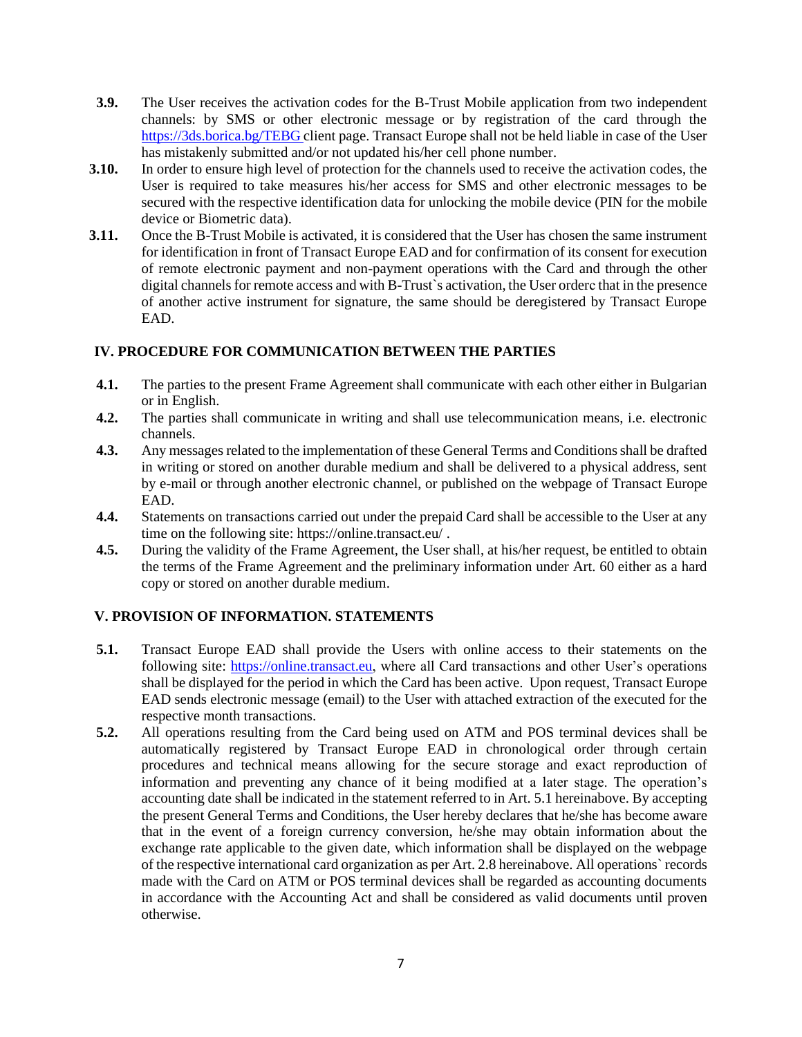**3.9.** The User receives the activation codes for the B-Trust Mobile application from two independent channels: by SMS or other electronic message or by registration of the card through the https://3ds.borica.bg/TEBG client page. Transact Europe shall not be held liable in case of the User has mistakenly submitted and/or not updated his/her cell phone number.

**3.10.** In order to ensure high level of protection for the channels used to receive the activation codes, the User is required to take measures his/her access for SMS and other electronic messages to be secured with the respective identification data for unlocking the mobile device (PIN for the mobile device or Biometric data).

**3.11.** Once the B-Trust Mobile is activated, it is considered that the User has chosen the same instrument for identification in front of Transact Europe EAD and for confirmation of its consent for execution of remote electronic payment and non-payment operations with the Card and through the other digital channels for remote access and with B-Trust`s activation, the User orderc that in the presence of another active instrument for signature, the same should be deregistered by Transact Europe EAD.

## IV. PROCEDURE FOR COMMUNICATION BETWEEN THE PARTIES

**4.1.** The parties to the present Frame Agreement shall communicate with each other either in Bulgarian or in English.

**4.2.** The parties shall communicate in writing and shall use telecommunication means, i.e. electronic channels.

**4.3.** Any messages related to the implementation of these General Terms and Conditions shall be drafted in writing or stored on another durable medium and shall be delivered to a physical address, sent by e-mail or through another electronic channel, or published on the webpage of Transact Europe EAD.

**4.4.** Statements on transactions carried out under the prepaid Card shall be accessible to the User at any time on the following site: https://online.transact.eu/ .

**4.5.** During the validity of the Frame Agreement, the User shall, at his/her request, be entitled to obtain the terms of the Frame Agreement and the preliminary information under Art. 60 either as a hard copy or stored on another durable medium.

## V. PROVISION OF INFORMATION. STATEMENTS

**5.1.** Transact Europe EAD shall provide the Users with online access to their statements on the following site: https://online.transact.eu, where all Card transactions and other User's operations shall be displayed for the period in which the Card has been active. Upon request, Transact Europe EAD sends electronic message (email) to the User with attached extraction of the executed for the respective month transactions.

**5.2.** All operations resulting from the Card being used on ATM and POS terminal devices shall be automatically registered by Transact Europe EAD in chronological order through certain procedures and technical means allowing for the secure storage and exact reproduction of information and preventing any chance of it being modified at a later stage. The operation's accounting date shall be indicated in the statement referred to in Art. 5.1 hereinabove. By accepting the present General Terms and Conditions, the User hereby declares that he/she has become aware that in the event of a foreign currency conversion, he/she may obtain information about the exchange rate applicable to the given date, which information shall be displayed on the webpage of the respective international card organization as per Art. 2.8 hereinabove. All operations` records made with the Card on ATM or POS terminal devices shall be regarded as accounting documents in accordance with the Accounting Act and shall be considered as valid documents until proven otherwise.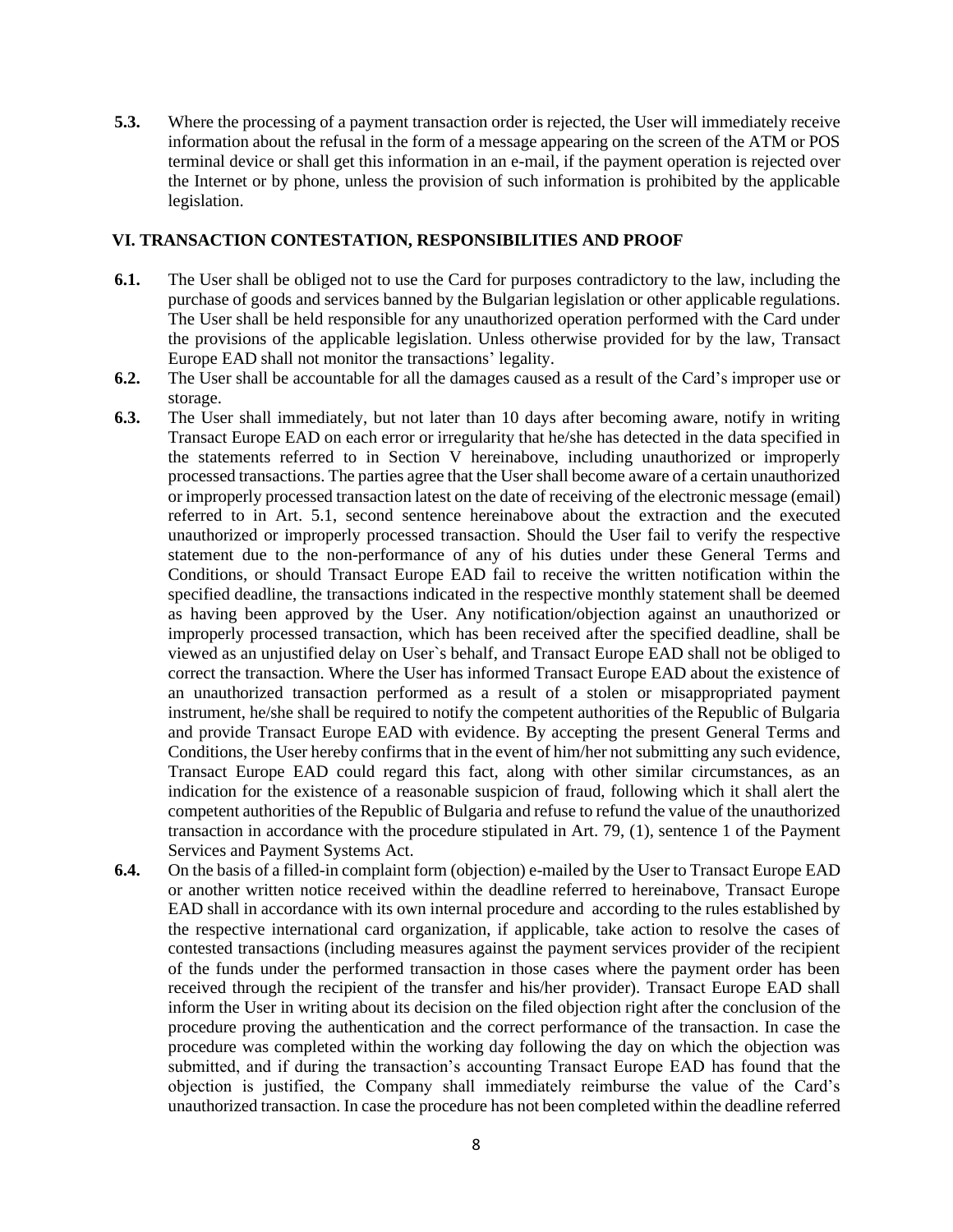**5.3.** Where the processing of a payment transaction order is rejected, the User will immediately receive information about the refusal in the form of a message appearing on the screen of the ATM or POS terminal device or shall get this information in an e-mail, if the payment operation is rejected over the Internet or by phone, unless the provision of such information is prohibited by the applicable legislation.

## VI. TRANSACTION CONTESTATION, RESPONSIBILITIES AND PROOF

**6.1.** The User shall be obliged not to use the Card for purposes contradictory to the law, including the purchase of goods and services banned by the Bulgarian legislation or other applicable regulations. The User shall be held responsible for any unauthorized operation performed with the Card under the provisions of the applicable legislation. Unless otherwise provided for by the law, Transact Europe EAD shall not monitor the transactions' legality.

**6.2.** The User shall be accountable for all the damages caused as a result of the Card's improper use or storage.

**6.3.** The User shall immediately, but not later than 10 days after becoming aware, notify in writing Transact Europe EAD on each error or irregularity that he/she has detected in the data specified in the statements referred to in Section V hereinabove, including unauthorized or improperly processed transactions. The parties agree that the User shall become aware of a certain unauthorized or improperly processed transaction latest on the date of receiving of the electronic message (email) referred to in Art. 5.1, second sentence hereinabove about the extraction and the executed unauthorized or improperly processed transaction. Should the User fail to verify the respective statement due to the non-performance of any of his duties under these General Terms and Conditions, or should Transact Europe EAD fail to receive the written notification within the specified deadline, the transactions indicated in the respective monthly statement shall be deemed as having been approved by the User. Any notification/objection against an unauthorized or improperly processed transaction, which has been received after the specified deadline, shall be viewed as an unjustified delay on User`s behalf, and Transact Europe EAD shall not be obliged to correct the transaction. Where the User has informed Transact Europe EAD about the existence of an unauthorized transaction performed as a result of a stolen or misappropriated payment instrument, he/she shall be required to notify the competent authorities of the Republic of Bulgaria and provide Transact Europe EAD with evidence. By accepting the present General Terms and Conditions, the User hereby confirms that in the event of him/her not submitting any such evidence, Transact Europe EAD could regard this fact, along with other similar circumstances, as an indication for the existence of a reasonable suspicion of fraud, following which it shall alert the competent authorities of the Republic of Bulgaria and refuse to refund the value of the unauthorized transaction in accordance with the procedure stipulated in Art. 79, (1), sentence 1 of the Payment Services and Payment Systems Act.

**6.4.** On the basis of a filled-in complaint form (objection) e-mailed by the User to Transact Europe EAD or another written notice received within the deadline referred to hereinabove, Transact Europe EAD shall in accordance with its own internal procedure and according to the rules established by the respective international card organization, if applicable, take action to resolve the cases of contested transactions (including measures against the payment services provider of the recipient of the funds under the performed transaction in those cases where the payment order has been received through the recipient of the transfer and his/her provider). Transact Europe EAD shall inform the User in writing about its decision on the filed objection right after the conclusion of the procedure proving the authentication and the correct performance of the transaction. In case the procedure was completed within the working day following the day on which the objection was submitted, and if during the transaction's accounting Transact Europe EAD has found that the objection is justified, the Company shall immediately reimburse the value of the Card's unauthorized transaction. In case the procedure has not been completed within the deadline referred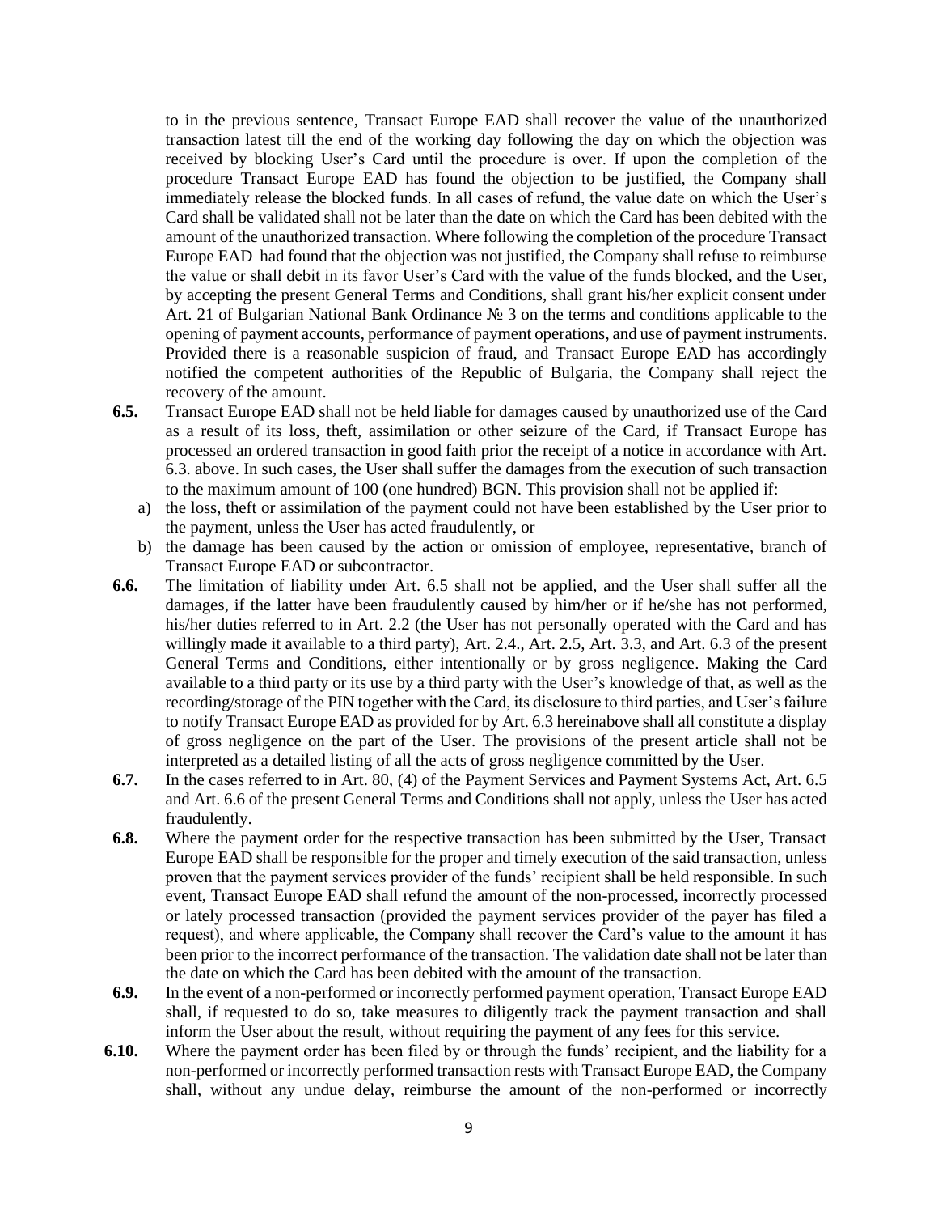to in the previous sentence, Transact Europe EAD shall recover the value of the unauthorized transaction latest till the end of the working day following the day on which the objection was received by blocking User's Card until the procedure is over. If upon the completion of the procedure Transact Europe EAD has found the objection to be justified, the Company shall immediately release the blocked funds. In all cases of refund, the value date on which the User's Card shall be validated shall not be later than the date on which the Card has been debited with the amount of the unauthorized transaction. Where following the completion of the procedure Transact Europe EAD had found that the objection was not justified, the Company shall refuse to reimburse the value or shall debit in its favor User's Card with the value of the funds blocked, and the User, by accepting the present General Terms and Conditions, shall grant his/her explicit consent under Art. 21 of Bulgarian National Bank Ordinance № 3 on the terms and conditions applicable to the opening of payment accounts, performance of payment operations, and use of payment instruments. Provided there is a reasonable suspicion of fraud, and Transact Europe EAD has accordingly notified the competent authorities of the Republic of Bulgaria, the Company shall reject the recovery of the amount.

**6.5.** Transact Europe EAD shall not be held liable for damages caused by unauthorized use of the Card as a result of its loss, theft, assimilation or other seizure of the Card, if Transact Europe has processed an ordered transaction in good faith prior the receipt of a notice in accordance with Art. 6.3. above. In such cases, the User shall suffer the damages from the execution of such transaction to the maximum amount of 100 (one hundred) BGN. This provision shall not be applied if:

a) the loss, theft or assimilation of the payment could not have been established by the User prior to the payment, unless the User has acted fraudulently, or

b) the damage has been caused by the action or omission of employee, representative, branch of Transact Europe EAD or subcontractor.

**6.6.** The limitation of liability under Art. 6.5 shall not be applied, and the User shall suffer all the damages, if the latter have been fraudulently caused by him/her or if he/she has not performed, his/her duties referred to in Art. 2.2 (the User has not personally operated with the Card and has willingly made it available to a third party), Art. 2.4., Art. 2.5, Art. 3.3, and Art. 6.3 of the present General Terms and Conditions, either intentionally or by gross negligence. Making the Card available to a third party or its use by a third party with the User's knowledge of that, as well as the recording/storage of the PIN together with the Card, its disclosure to third parties, and User's failure to notify Transact Europe EAD as provided for by Art. 6.3 hereinabove shall all constitute a display of gross negligence on the part of the User. The provisions of the present article shall not be interpreted as a detailed listing of all the acts of gross negligence committed by the User.

**6.7.** In the cases referred to in Art. 80, (4) of the Payment Services and Payment Systems Act, Art. 6.5 and Art. 6.6 of the present General Terms and Conditions shall not apply, unless the User has acted fraudulently.

**6.8.** Where the payment order for the respective transaction has been submitted by the User, Transact Europe EAD shall be responsible for the proper and timely execution of the said transaction, unless proven that the payment services provider of the funds' recipient shall be held responsible. In such event, Transact Europe EAD shall refund the amount of the non-processed, incorrectly processed or lately processed transaction (provided the payment services provider of the payer has filed a request), and where applicable, the Company shall recover the Card's value to the amount it has been prior to the incorrect performance of the transaction. The validation date shall not be later than the date on which the Card has been debited with the amount of the transaction.

**6.9.** In the event of a non-performed or incorrectly performed payment operation, Transact Europe EAD shall, if requested to do so, take measures to diligently track the payment transaction and shall inform the User about the result, without requiring the payment of any fees for this service.

**6.10.** Where the payment order has been filed by or through the funds' recipient, and the liability for a non-performed or incorrectly performed transaction rests with Transact Europe EAD, the Company shall, without any undue delay, reimburse the amount of the non-performed or incorrectly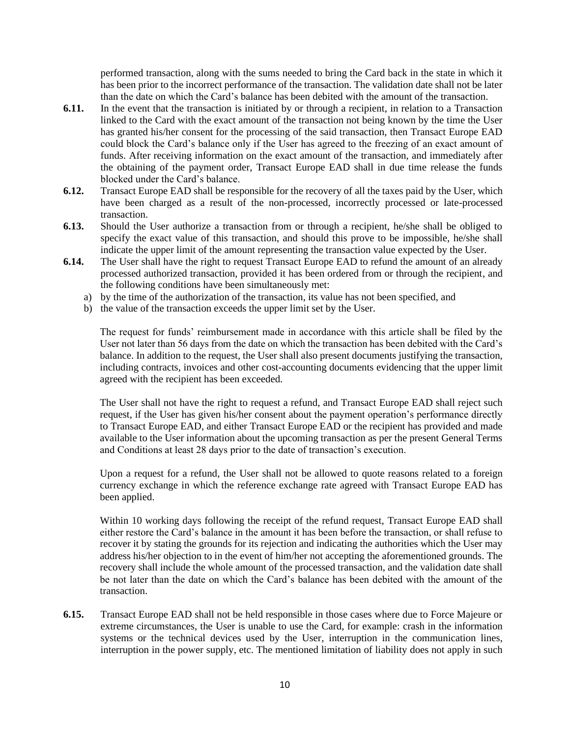performed transaction, along with the sums needed to bring the Card back in the state in which it has been prior to the incorrect performance of the transaction. The validation date shall not be later than the date on which the Card's balance has been debited with the amount of the transaction.

**6.11.** In the event that the transaction is initiated by or through a recipient, in relation to a Transaction linked to the Card with the exact amount of the transaction not being known by the time the User has granted his/her consent for the processing of the said transaction, then Transact Europe EAD could block the Card's balance only if the User has agreed to the freezing of an exact amount of funds. After receiving information on the exact amount of the transaction, and immediately after the obtaining of the payment order, Transact Europe EAD shall in due time release the funds blocked under the Card's balance.

**6.12.** Transact Europe EAD shall be responsible for the recovery of all the taxes paid by the User, which have been charged as a result of the non-processed, incorrectly processed or late-processed transaction.

**6.13.** Should the User authorize a transaction from or through a recipient, he/she shall be obliged to specify the exact value of this transaction, and should this prove to be impossible, he/she shall indicate the upper limit of the amount representing the transaction value expected by the User.

**6.14.** The User shall have the right to request Transact Europe EAD to refund the amount of an already processed authorized transaction, provided it has been ordered from or through the recipient, and the following conditions have been simultaneously met:

a) by the time of the authorization of the transaction, its value has not been specified, and
b) the value of the transaction exceeds the upper limit set by the User.

The request for funds' reimbursement made in accordance with this article shall be filed by the User not later than 56 days from the date on which the transaction has been debited with the Card's balance. In addition to the request, the User shall also present documents justifying the transaction, including contracts, invoices and other cost-accounting documents evidencing that the upper limit agreed with the recipient has been exceeded.

The User shall not have the right to request a refund, and Transact Europe EAD shall reject such request, if the User has given his/her consent about the payment operation's performance directly to Transact Europe EAD, and either Transact Europe EAD or the recipient has provided and made available to the User information about the upcoming transaction as per the present General Terms and Conditions at least 28 days prior to the date of transaction's execution.

Upon a request for a refund, the User shall not be allowed to quote reasons related to a foreign currency exchange in which the reference exchange rate agreed with Transact Europe EAD has been applied.

Within 10 working days following the receipt of the refund request, Transact Europe EAD shall either restore the Card's balance in the amount it has been before the transaction, or shall refuse to recover it by stating the grounds for its rejection and indicating the authorities which the User may address his/her objection to in the event of him/her not accepting the aforementioned grounds. The recovery shall include the whole amount of the processed transaction, and the validation date shall be not later than the date on which the Card's balance has been debited with the amount of the transaction.

**6.15.** Transact Europe EAD shall not be held responsible in those cases where due to Force Majeure or extreme circumstances, the User is unable to use the Card, for example: crash in the information systems or the technical devices used by the User, interruption in the communication lines, interruption in the power supply, etc. The mentioned limitation of liability does not apply in such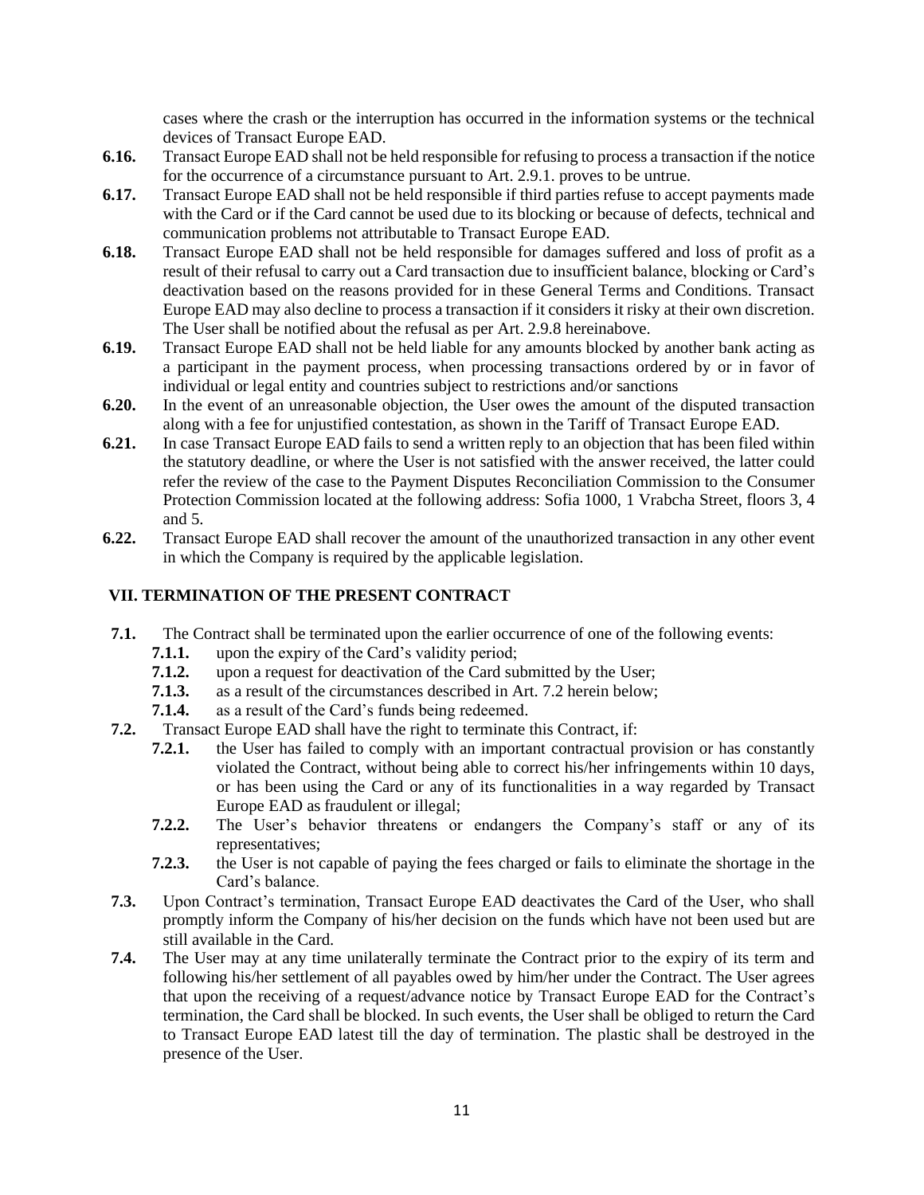cases where the crash or the interruption has occurred in the information systems or the technical devices of Transact Europe EAD.

**6.16.** Transact Europe EAD shall not be held responsible for refusing to process a transaction if the notice for the occurrence of a circumstance pursuant to Art. 2.9.1. proves to be untrue.

**6.17.** Transact Europe EAD shall not be held responsible if third parties refuse to accept payments made with the Card or if the Card cannot be used due to its blocking or because of defects, technical and communication problems not attributable to Transact Europe EAD.

**6.18.** Transact Europe EAD shall not be held responsible for damages suffered and loss of profit as a result of their refusal to carry out a Card transaction due to insufficient balance, blocking or Card's deactivation based on the reasons provided for in these General Terms and Conditions. Transact Europe EAD may also decline to process a transaction if it considers it risky at their own discretion. The User shall be notified about the refusal as per Art. 2.9.8 hereinabove.

**6.19.** Transact Europe EAD shall not be held liable for any amounts blocked by another bank acting as a participant in the payment process, when processing transactions ordered by or in favor of individual or legal entity and countries subject to restrictions and/or sanctions

**6.20.** In the event of an unreasonable objection, the User owes the amount of the disputed transaction along with a fee for unjustified contestation, as shown in the Tariff of Transact Europe EAD.

**6.21.** In case Transact Europe EAD fails to send a written reply to an objection that has been filed within the statutory deadline, or where the User is not satisfied with the answer received, the latter could refer the review of the case to the Payment Disputes Reconciliation Commission to the Consumer Protection Commission located at the following address: Sofia 1000, 1 Vrabcha Street, floors 3, 4 and 5.

**6.22.** Transact Europe EAD shall recover the amount of the unauthorized transaction in any other event in which the Company is required by the applicable legislation.

## VII. TERMINATION OF THE PRESENT CONTRACT

**7.1.** The Contract shall be terminated upon the earlier occurrence of one of the following events:

- **7.1.1.** upon the expiry of the Card's validity period;
- **7.1.2.** upon a request for deactivation of the Card submitted by the User;
- **7.1.3.** as a result of the circumstances described in Art. 7.2 herein below;
- **7.1.4.** as a result of the Card's funds being redeemed.

**7.2.** Transact Europe EAD shall have the right to terminate this Contract, if:

- **7.2.1.** the User has failed to comply with an important contractual provision or has constantly violated the Contract, without being able to correct his/her infringements within 10 days, or has been using the Card or any of its functionalities in a way regarded by Transact Europe EAD as fraudulent or illegal;
- **7.2.2.** The User's behavior threatens or endangers the Company's staff or any of its representatives;
- **7.2.3.** the User is not capable of paying the fees charged or fails to eliminate the shortage in the Card's balance.

**7.3.** Upon Contract's termination, Transact Europe EAD deactivates the Card of the User, who shall promptly inform the Company of his/her decision on the funds which have not been used but are still available in the Card.

**7.4.** The User may at any time unilaterally terminate the Contract prior to the expiry of its term and following his/her settlement of all payables owed by him/her under the Contract. The User agrees that upon the receiving of a request/advance notice by Transact Europe EAD for the Contract's termination, the Card shall be blocked. In such events, the User shall be obliged to return the Card to Transact Europe EAD latest till the day of termination. The plastic shall be destroyed in the presence of the User.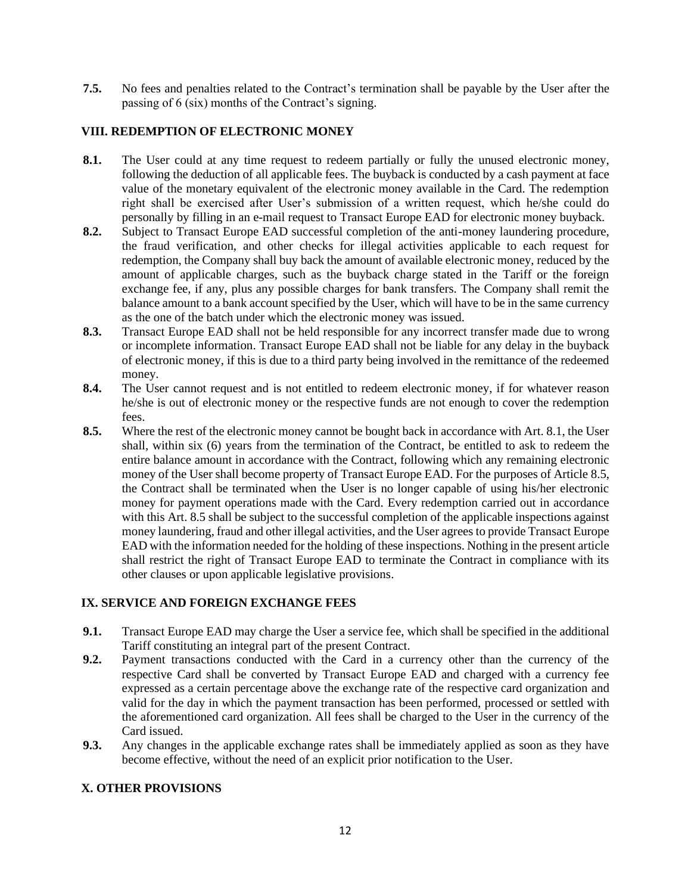**7.5.** No fees and penalties related to the Contract's termination shall be payable by the User after the passing of 6 (six) months of the Contract's signing.

## VIII. REDEMPTION OF ELECTRONIC MONEY

**8.1.** The User could at any time request to redeem partially or fully the unused electronic money, following the deduction of all applicable fees. The buyback is conducted by a cash payment at face value of the monetary equivalent of the electronic money available in the Card. The redemption right shall be exercised after User's submission of a written request, which he/she could do personally by filling in an e-mail request to Transact Europe EAD for electronic money buyback.

**8.2.** Subject to Transact Europe EAD successful completion of the anti-money laundering procedure, the fraud verification, and other checks for illegal activities applicable to each request for redemption, the Company shall buy back the amount of available electronic money, reduced by the amount of applicable charges, such as the buyback charge stated in the Tariff or the foreign exchange fee, if any, plus any possible charges for bank transfers. The Company shall remit the balance amount to a bank account specified by the User, which will have to be in the same currency as the one of the batch under which the electronic money was issued.

**8.3.** Transact Europe EAD shall not be held responsible for any incorrect transfer made due to wrong or incomplete information. Transact Europe EAD shall not be liable for any delay in the buyback of electronic money, if this is due to a third party being involved in the remittance of the redeemed money.

**8.4.** The User cannot request and is not entitled to redeem electronic money, if for whatever reason he/she is out of electronic money or the respective funds are not enough to cover the redemption fees.

**8.5.** Where the rest of the electronic money cannot be bought back in accordance with Art. 8.1, the User shall, within six (6) years from the termination of the Contract, be entitled to ask to redeem the entire balance amount in accordance with the Contract, following which any remaining electronic money of the User shall become property of Transact Europe EAD. For the purposes of Article 8.5, the Contract shall be terminated when the User is no longer capable of using his/her electronic money for payment operations made with the Card. Every redemption carried out in accordance with this Art. 8.5 shall be subject to the successful completion of the applicable inspections against money laundering, fraud and other illegal activities, and the User agrees to provide Transact Europe EAD with the information needed for the holding of these inspections. Nothing in the present article shall restrict the right of Transact Europe EAD to terminate the Contract in compliance with its other clauses or upon applicable legislative provisions.

## IX. SERVICE AND FOREIGN EXCHANGE FEES

**9.1.** Transact Europe EAD may charge the User a service fee, which shall be specified in the additional Tariff constituting an integral part of the present Contract.

**9.2.** Payment transactions conducted with the Card in a currency other than the currency of the respective Card shall be converted by Transact Europe EAD and charged with a currency fee expressed as a certain percentage above the exchange rate of the respective card organization and valid for the day in which the payment transaction has been performed, processed or settled with the aforementioned card organization. All fees shall be charged to the User in the currency of the Card issued.

**9.3.** Any changes in the applicable exchange rates shall be immediately applied as soon as they have become effective, without the need of an explicit prior notification to the User.

## X. OTHER PROVISIONS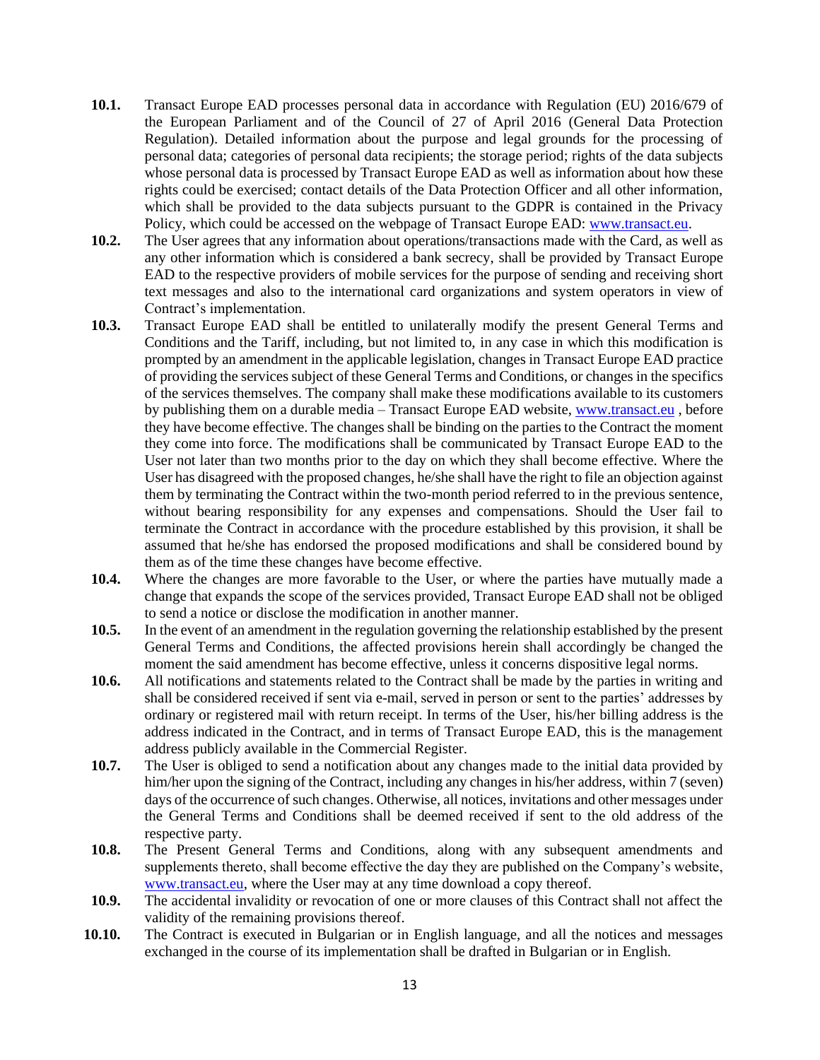**10.1.** Transact Europe EAD processes personal data in accordance with Regulation (EU) 2016/679 of the European Parliament and of the Council of 27 of April 2016 (General Data Protection Regulation). Detailed information about the purpose and legal grounds for the processing of personal data; categories of personal data recipients; the storage period; rights of the data subjects whose personal data is processed by Transact Europe EAD as well as information about how these rights could be exercised; contact details of the Data Protection Officer and all other information, which shall be provided to the data subjects pursuant to the GDPR is contained in the Privacy Policy, which could be accessed on the webpage of Transact Europe EAD: www.transact.eu.

**10.2.** The User agrees that any information about operations/transactions made with the Card, as well as any other information which is considered a bank secrecy, shall be provided by Transact Europe EAD to the respective providers of mobile services for the purpose of sending and receiving short text messages and also to the international card organizations and system operators in view of Contract's implementation.

**10.3.** Transact Europe EAD shall be entitled to unilaterally modify the present General Terms and Conditions and the Tariff, including, but not limited to, in any case in which this modification is prompted by an amendment in the applicable legislation, changes in Transact Europe EAD practice of providing the services subject of these General Terms and Conditions, or changes in the specifics of the services themselves. The company shall make these modifications available to its customers by publishing them on a durable media – Transact Europe EAD website, www.transact.eu , before they have become effective. The changes shall be binding on the parties to the Contract the moment they come into force. The modifications shall be communicated by Transact Europe EAD to the User not later than two months prior to the day on which they shall become effective. Where the User has disagreed with the proposed changes, he/she shall have the right to file an objection against them by terminating the Contract within the two-month period referred to in the previous sentence, without bearing responsibility for any expenses and compensations. Should the User fail to terminate the Contract in accordance with the procedure established by this provision, it shall be assumed that he/she has endorsed the proposed modifications and shall be considered bound by them as of the time these changes have become effective.

**10.4.** Where the changes are more favorable to the User, or where the parties have mutually made a change that expands the scope of the services provided, Transact Europe EAD shall not be obliged to send a notice or disclose the modification in another manner.

**10.5.** In the event of an amendment in the regulation governing the relationship established by the present General Terms and Conditions, the affected provisions herein shall accordingly be changed the moment the said amendment has become effective, unless it concerns dispositive legal norms.

**10.6.** All notifications and statements related to the Contract shall be made by the parties in writing and shall be considered received if sent via e-mail, served in person or sent to the parties' addresses by ordinary or registered mail with return receipt. In terms of the User, his/her billing address is the address indicated in the Contract, and in terms of Transact Europe EAD, this is the management address publicly available in the Commercial Register.

**10.7.** The User is obliged to send a notification about any changes made to the initial data provided by him/her upon the signing of the Contract, including any changes in his/her address, within 7 (seven) days of the occurrence of such changes. Otherwise, all notices, invitations and other messages under the General Terms and Conditions shall be deemed received if sent to the old address of the respective party.

**10.8.** The Present General Terms and Conditions, along with any subsequent amendments and supplements thereto, shall become effective the day they are published on the Company's website, www.transact.eu, where the User may at any time download a copy thereof.

**10.9.** The accidental invalidity or revocation of one or more clauses of this Contract shall not affect the validity of the remaining provisions thereof.

**10.10.** The Contract is executed in Bulgarian or in English language, and all the notices and messages exchanged in the course of its implementation shall be drafted in Bulgarian or in English.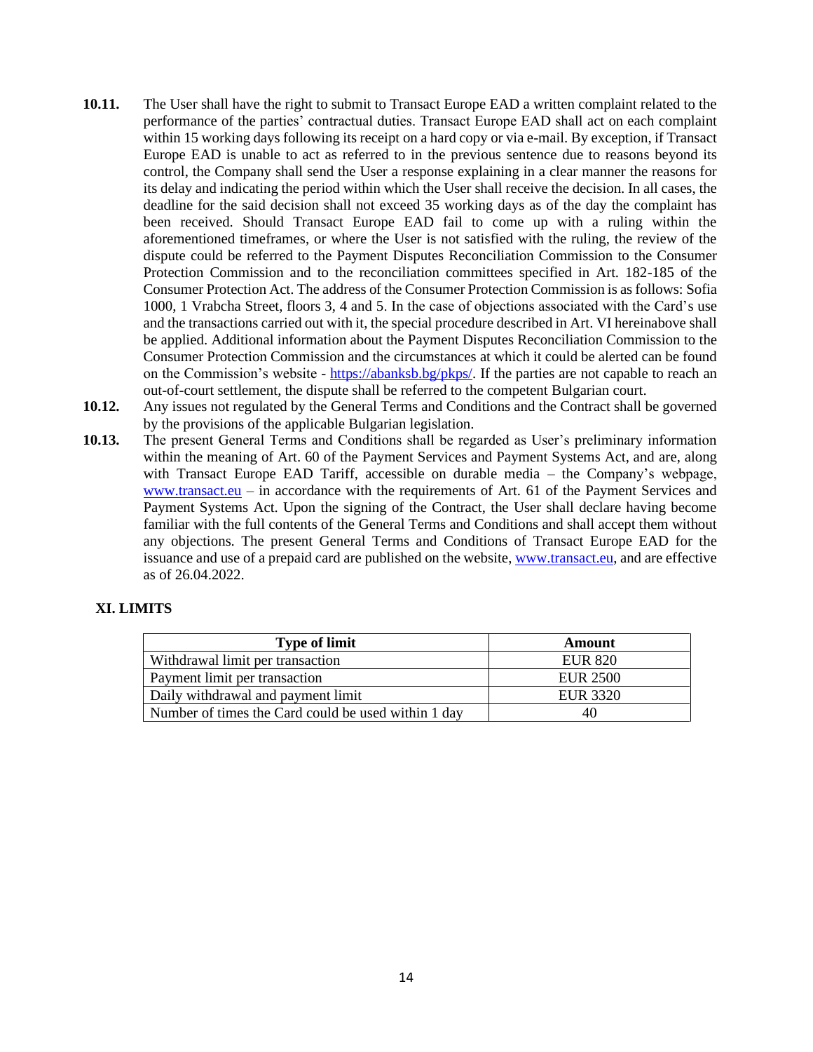**10.11.** The User shall have the right to submit to Transact Europe EAD a written complaint related to the performance of the parties' contractual duties. Transact Europe EAD shall act on each complaint within 15 working days following its receipt on a hard copy or via e-mail. By exception, if Transact Europe EAD is unable to act as referred to in the previous sentence due to reasons beyond its control, the Company shall send the User a response explaining in a clear manner the reasons for its delay and indicating the period within which the User shall receive the decision. In all cases, the deadline for the said decision shall not exceed 35 working days as of the day the complaint has been received. Should Transact Europe EAD fail to come up with a ruling within the aforementioned timeframes, or where the User is not satisfied with the ruling, the review of the dispute could be referred to the Payment Disputes Reconciliation Commission to the Consumer Protection Commission and to the reconciliation committees specified in Art. 182-185 of the Consumer Protection Act. The address of the Consumer Protection Commission is as follows: Sofia 1000, 1 Vrabcha Street, floors 3, 4 and 5. In the case of objections associated with the Card's use and the transactions carried out with it, the special procedure described in Art. VI hereinabove shall be applied. Additional information about the Payment Disputes Reconciliation Commission to the Consumer Protection Commission and the circumstances at which it could be alerted can be found on the Commission's website - https://abanksb.bg/pkps/. If the parties are not capable to reach an out-of-court settlement, the dispute shall be referred to the competent Bulgarian court.

**10.12.** Any issues not regulated by the General Terms and Conditions and the Contract shall be governed by the provisions of the applicable Bulgarian legislation.

**10.13.** The present General Terms and Conditions shall be regarded as User's preliminary information within the meaning of Art. 60 of the Payment Services and Payment Systems Act, and are, along with Transact Europe EAD Tariff, accessible on durable media – the Company's webpage, www.transact.eu – in accordance with the requirements of Art. 61 of the Payment Services and Payment Systems Act. Upon the signing of the Contract, the User shall declare having become familiar with the full contents of the General Terms and Conditions and shall accept them without any objections. The present General Terms and Conditions of Transact Europe EAD for the issuance and use of a prepaid card are published on the website, www.transact.eu, and are effective as of 26.04.2022.

## XI. LIMITS

| Type of limit | Amount |
|---|---|
| Withdrawal limit per transaction | EUR 820 |
| Payment limit per transaction | EUR 2500 |
| Daily withdrawal and payment limit | EUR 3320 |
| Number of times the Card could be used within 1 day | 40 |